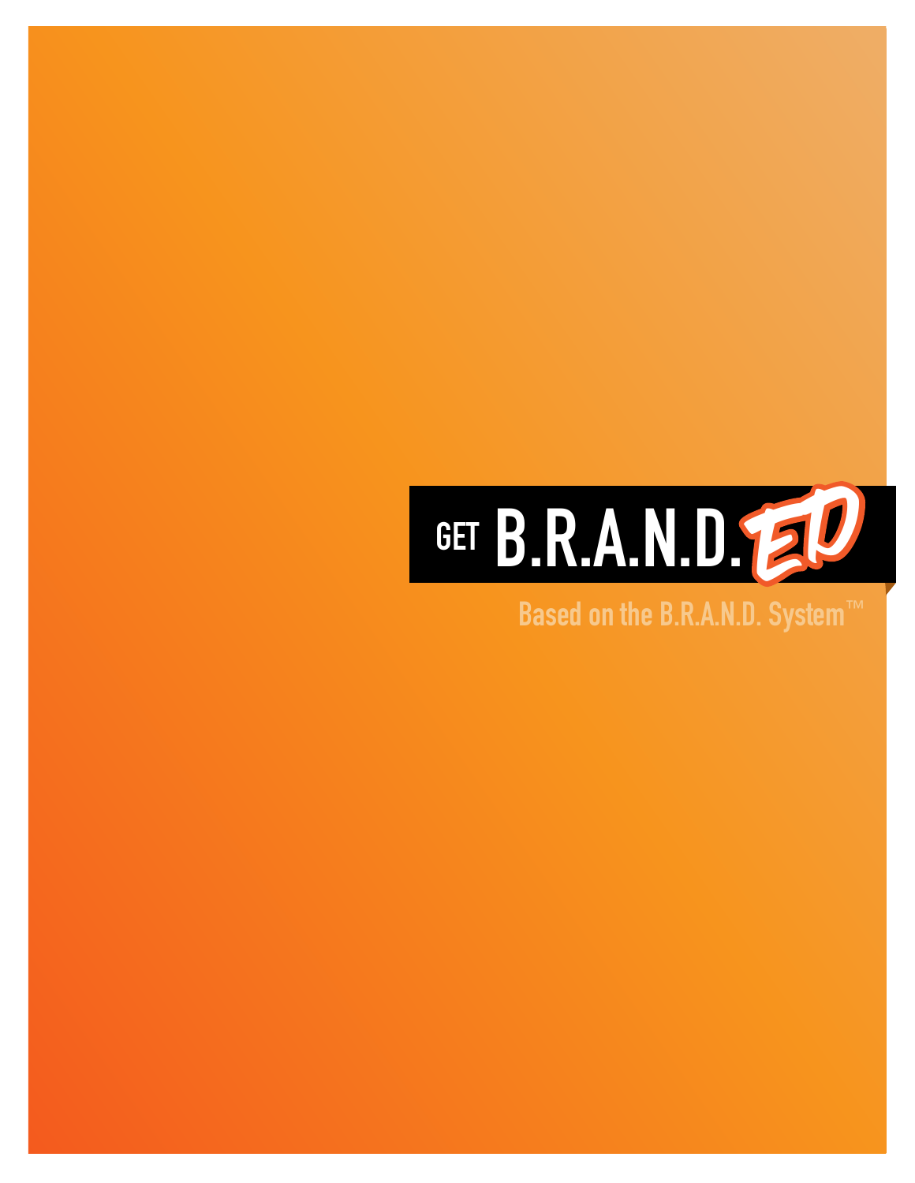# GET B.R.A.N.D.ED

Based on the B.R.A.N.D. System™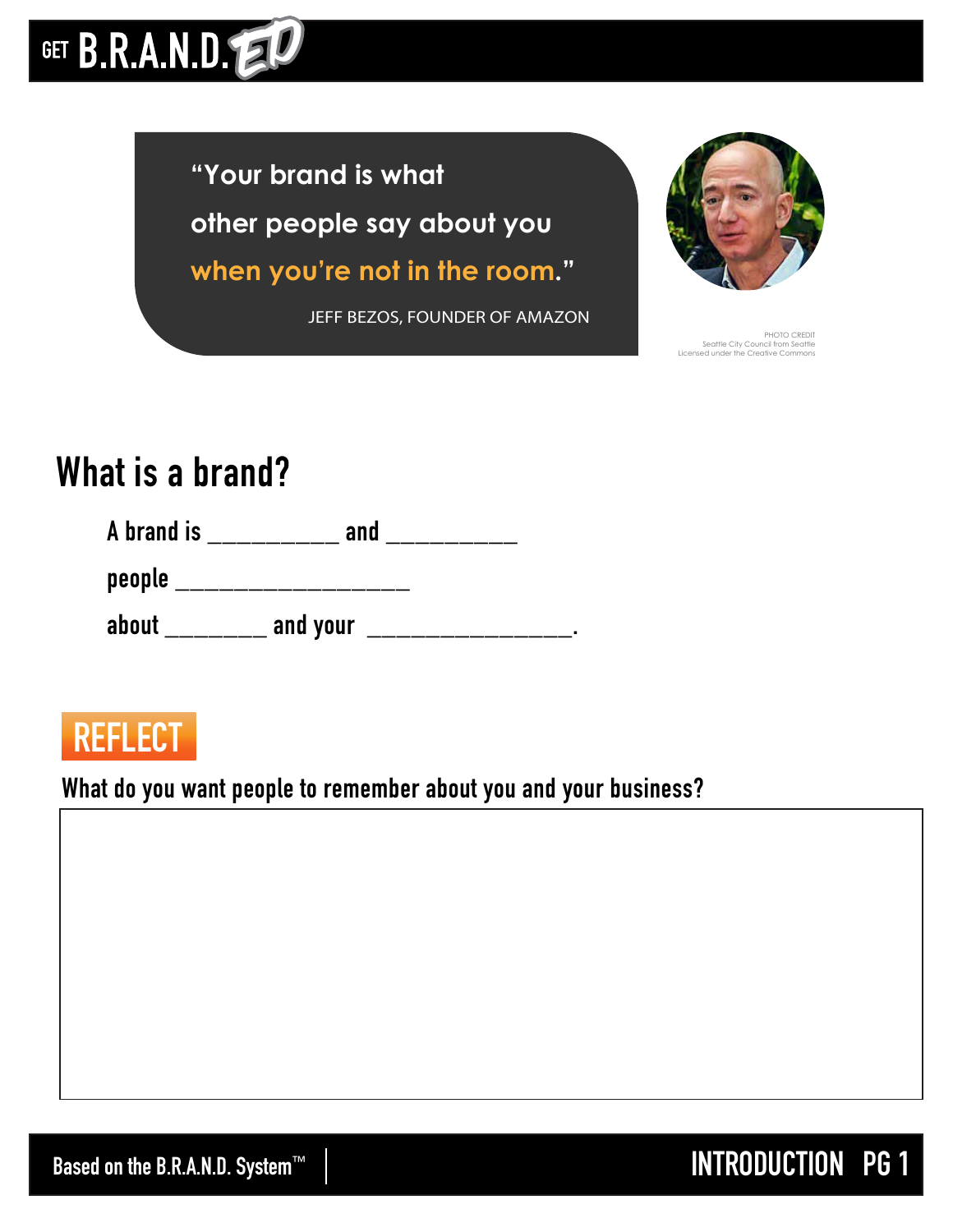> "Your brand is what other people say about you when you're not in the room."
>
> JEFF BEZOS, FOUNDER OF AMAZON

PHOTO CREDIT
Seattle City Council from Seattle
Licensed under the Creative Commons

## What is a brand?

A brand is __________ and __________

people __________________

about ________ and your ________________.

### REFLECT

**What do you want people to remember about you and your business?**

Based on the B.R.A.N.D. System™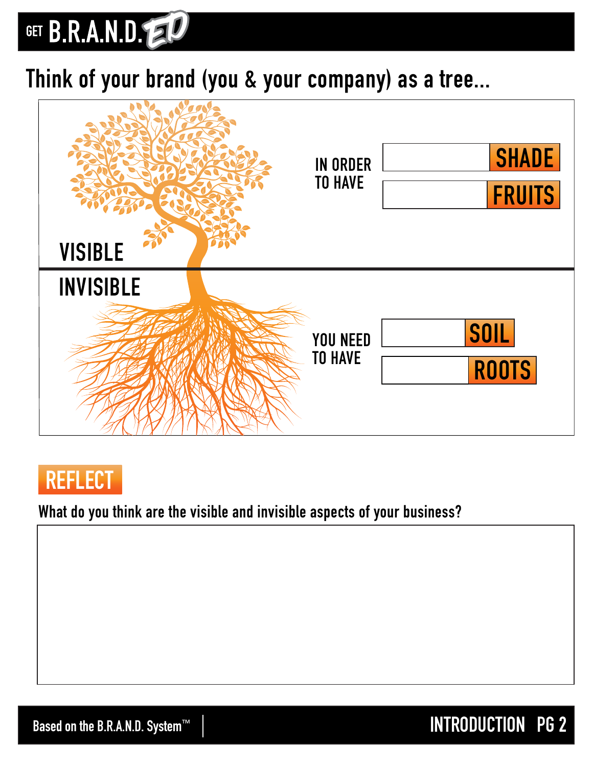# GET B.R.A.N.D. ED

## Think of your brand (you & your company) as a tree...

VISIBLE

IN ORDER TO HAVE

- ______ SHADE
- ______ FRUITS

INVISIBLE

YOU NEED TO HAVE

- ______ SOIL
- ______ ROOTS

## REFLECT

What do you think are the visible and invisible aspects of your business?

Based on the B.R.A.N.D. System™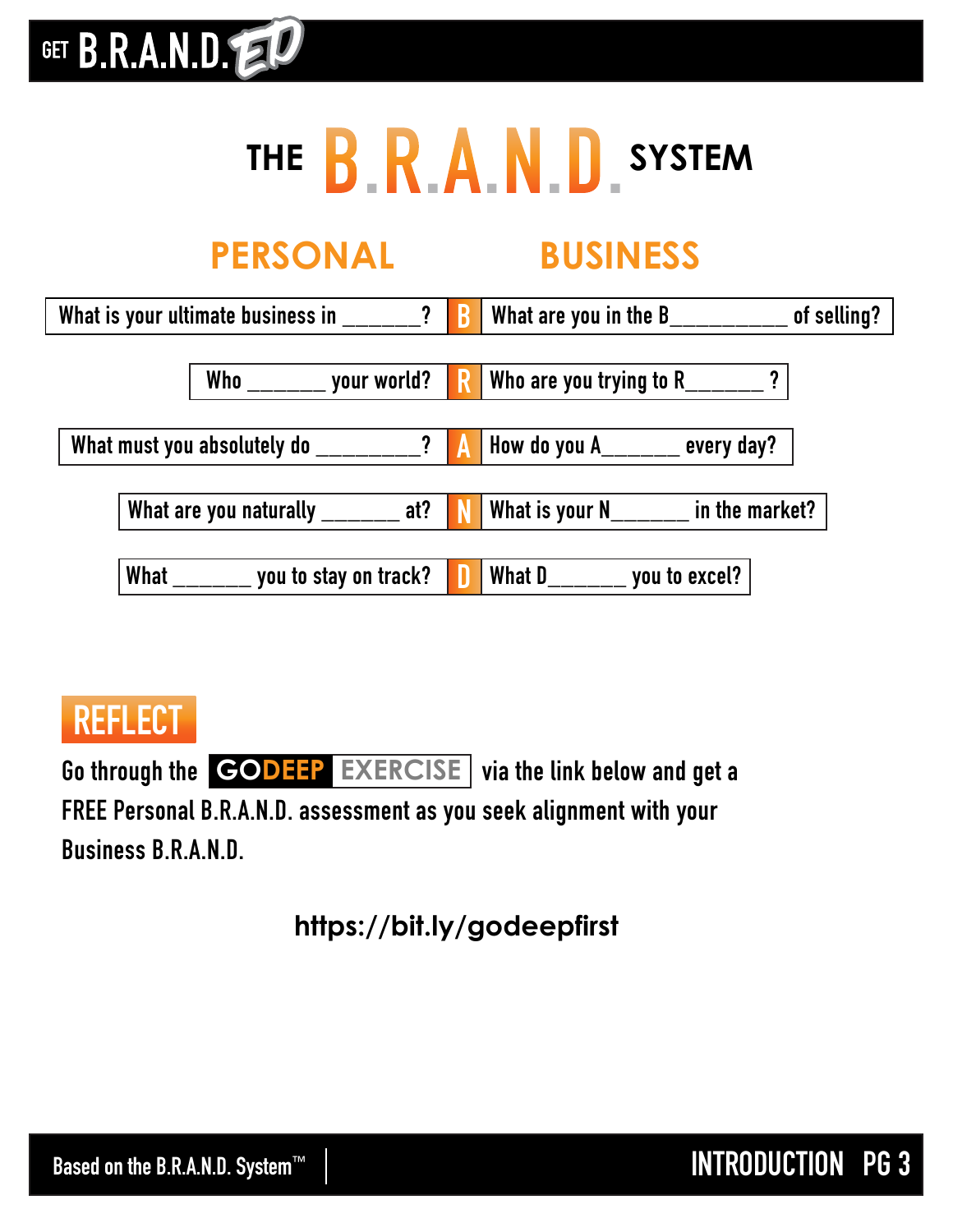# THE B.R.A.N.D. SYSTEM

| PERSONAL | | BUSINESS |
| --- | --- | --- |
| What is your ultimate business in ______? | B | What are you in the B_________ of selling? |
| Who ______ your world? | R | Who are you trying to R______ ? |
| What must you absolutely do ________? | A | How do you A______ every day? |
| What are you naturally ______ at? | N | What is your N______ in the market? |
| What ______ you to stay on track? | D | What D______ you to excel? |

## REFLECT

Go through the **GODEEP EXERCISE** via the link below and get a FREE Personal B.R.A.N.D. assessment as you seek alignment with your Business B.R.A.N.D.

**https://bit.ly/godeepfirst**